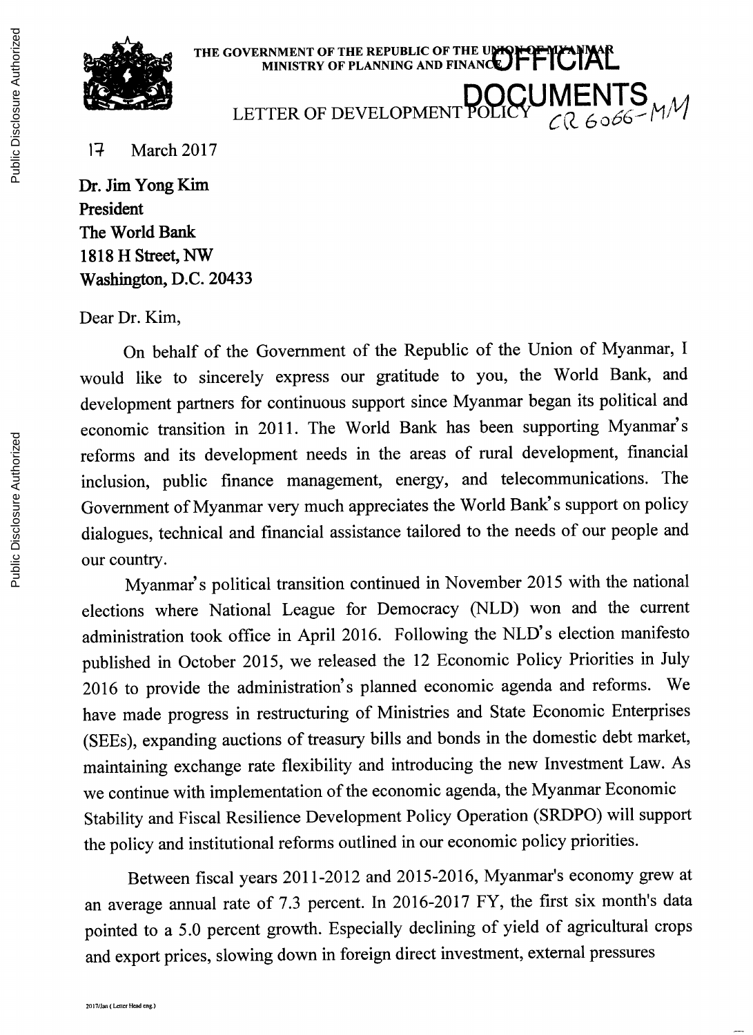THE GOVERNMENT OF THE REPUBLIC OF THE UNION OF MYANMAR
MINISTRY OF PLANNING AND FINANCE

OFFICIAL DOCUMENTS

LETTER OF DEVELOPMENT POLICY

CR 6066-MM

17 March 2017

**Dr. Jim Yong Kim**
**President**
**The World Bank**
**1818 H Street, NW**
**Washington, D.C. 20433**

Dear Dr. Kim,

On behalf of the Government of the Republic of the Union of Myanmar, I would like to sincerely express our gratitude to you, the World Bank, and development partners for continuous support since Myanmar began its political and economic transition in 2011. The World Bank has been supporting Myanmar's reforms and its development needs in the areas of rural development, financial inclusion, public finance management, energy, and telecommunications. The Government of Myanmar very much appreciates the World Bank's support on policy dialogues, technical and financial assistance tailored to the needs of our people and our country.

Myanmar's political transition continued in November 2015 with the national elections where National League for Democracy (NLD) won and the current administration took office in April 2016. Following the NLD's election manifesto published in October 2015, we released the 12 Economic Policy Priorities in July 2016 to provide the administration's planned economic agenda and reforms. We have made progress in restructuring of Ministries and State Economic Enterprises (SEEs), expanding auctions of treasury bills and bonds in the domestic debt market, maintaining exchange rate flexibility and introducing the new Investment Law. As we continue with implementation of the economic agenda, the Myanmar Economic Stability and Fiscal Resilience Development Policy Operation (SRDPO) will support the policy and institutional reforms outlined in our economic policy priorities.

Between fiscal years 2011-2012 and 2015-2016, Myanmar's economy grew at an average annual rate of 7.3 percent. In 2016-2017 FY, the first six month's data pointed to a 5.0 percent growth. Especially declining of yield of agricultural crops and export prices, slowing down in foreign direct investment, external pressures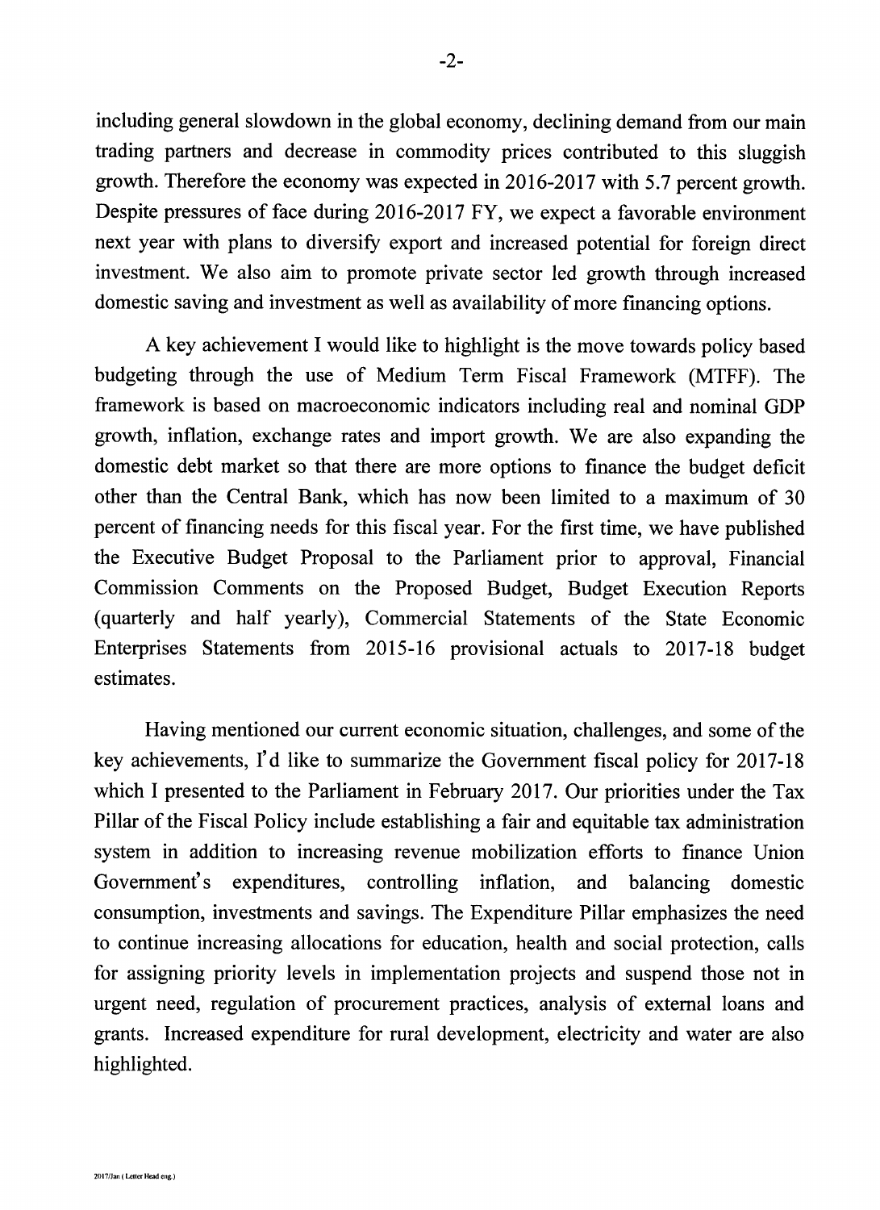including general slowdown in the global economy, declining demand from our main trading partners and decrease in commodity prices contributed to this sluggish growth. Therefore the economy was expected in 2016-2017 with 5.7 percent growth. Despite pressures of face during 2016-2017 FY, we expect a favorable environment next year with plans to diversify export and increased potential for foreign direct investment. We also aim to promote private sector led growth through increased domestic saving and investment as well as availability of more financing options.

A key achievement I would like to highlight is the move towards policy based budgeting through the use of Medium Term Fiscal Framework (MTFF). The framework is based on macroeconomic indicators including real and nominal GDP growth, inflation, exchange rates and import growth. We are also expanding the domestic debt market so that there are more options to finance the budget deficit other than the Central Bank, which has now been limited to a maximum of 30 percent of financing needs for this fiscal year. For the first time, we have published the Executive Budget Proposal to the Parliament prior to approval, Financial Commission Comments on the Proposed Budget, Budget Execution Reports (quarterly and half yearly), Commercial Statements of the State Economic Enterprises Statements from 2015-16 provisional actuals to 2017-18 budget estimates.

Having mentioned our current economic situation, challenges, and some of the key achievements, I'd like to summarize the Government fiscal policy for 2017-18 which I presented to the Parliament in February 2017. Our priorities under the Tax Pillar of the Fiscal Policy include establishing a fair and equitable tax administration system in addition to increasing revenue mobilization efforts to finance Union Government's expenditures, controlling inflation, and balancing domestic consumption, investments and savings. The Expenditure Pillar emphasizes the need to continue increasing allocations for education, health and social protection, calls for assigning priority levels in implementation projects and suspend those not in urgent need, regulation of procurement practices, analysis of external loans and grants. Increased expenditure for rural development, electricity and water are also highlighted.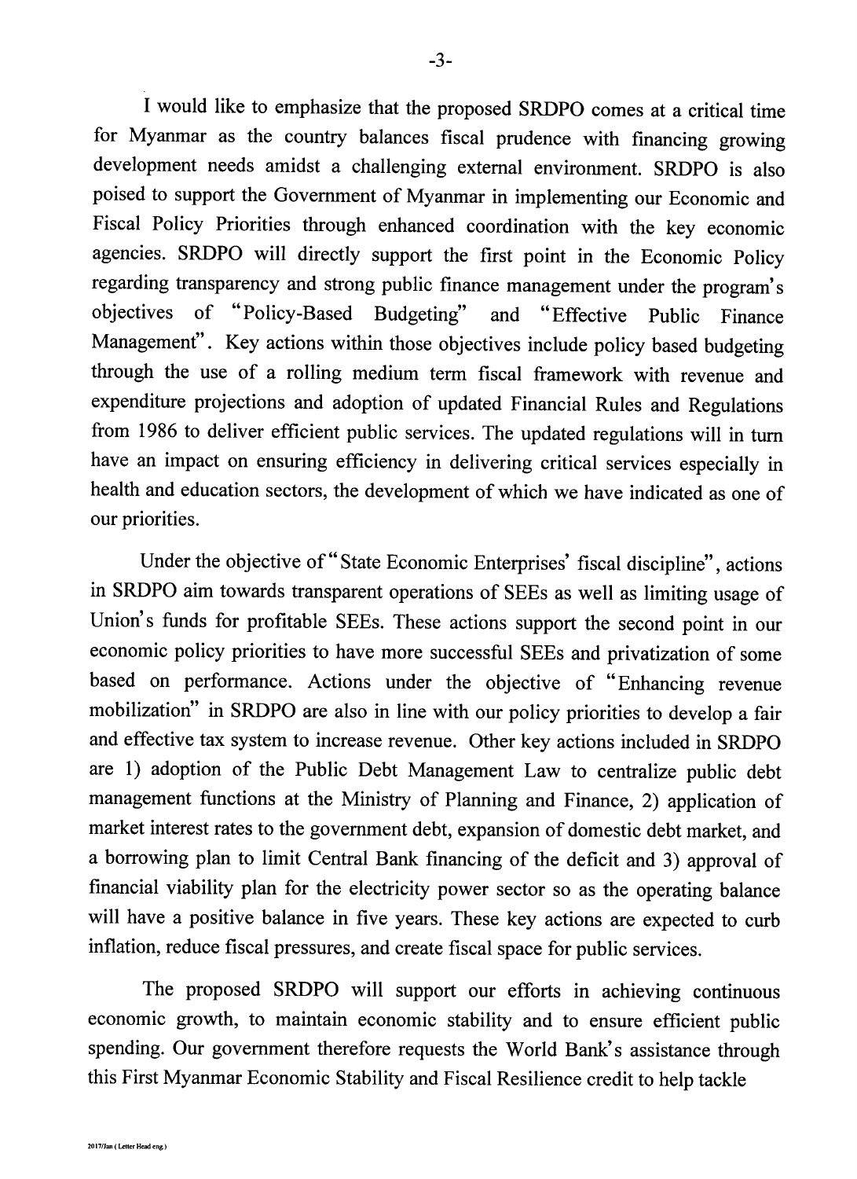I would like to emphasize that the proposed SRDPO comes at a critical time for Myanmar as the country balances fiscal prudence with financing growing development needs amidst a challenging external environment. SRDPO is also poised to support the Government of Myanmar in implementing our Economic and Fiscal Policy Priorities through enhanced coordination with the key economic agencies. SRDPO will directly support the first point in the Economic Policy regarding transparency and strong public finance management under the program's objectives of "Policy-Based Budgeting" and "Effective Public Finance Management". Key actions within those objectives include policy based budgeting through the use of a rolling medium term fiscal framework with revenue and expenditure projections and adoption of updated Financial Rules and Regulations from 1986 to deliver efficient public services. The updated regulations will in turn have an impact on ensuring efficiency in delivering critical services especially in health and education sectors, the development of which we have indicated as one of our priorities.

Under the objective of "State Economic Enterprises' fiscal discipline", actions in SRDPO aim towards transparent operations of SEEs as well as limiting usage of Union's funds for profitable SEEs. These actions support the second point in our economic policy priorities to have more successful SEEs and privatization of some based on performance. Actions under the objective of "Enhancing revenue mobilization" in SRDPO are also in line with our policy priorities to develop a fair and effective tax system to increase revenue. Other key actions included in SRDPO are 1) adoption of the Public Debt Management Law to centralize public debt management functions at the Ministry of Planning and Finance, 2) application of market interest rates to the government debt, expansion of domestic debt market, and a borrowing plan to limit Central Bank financing of the deficit and 3) approval of financial viability plan for the electricity power sector so as the operating balance will have a positive balance in five years. These key actions are expected to curb inflation, reduce fiscal pressures, and create fiscal space for public services.

The proposed SRDPO will support our efforts in achieving continuous economic growth, to maintain economic stability and to ensure efficient public spending. Our government therefore requests the World Bank's assistance through this First Myanmar Economic Stability and Fiscal Resilience credit to help tackle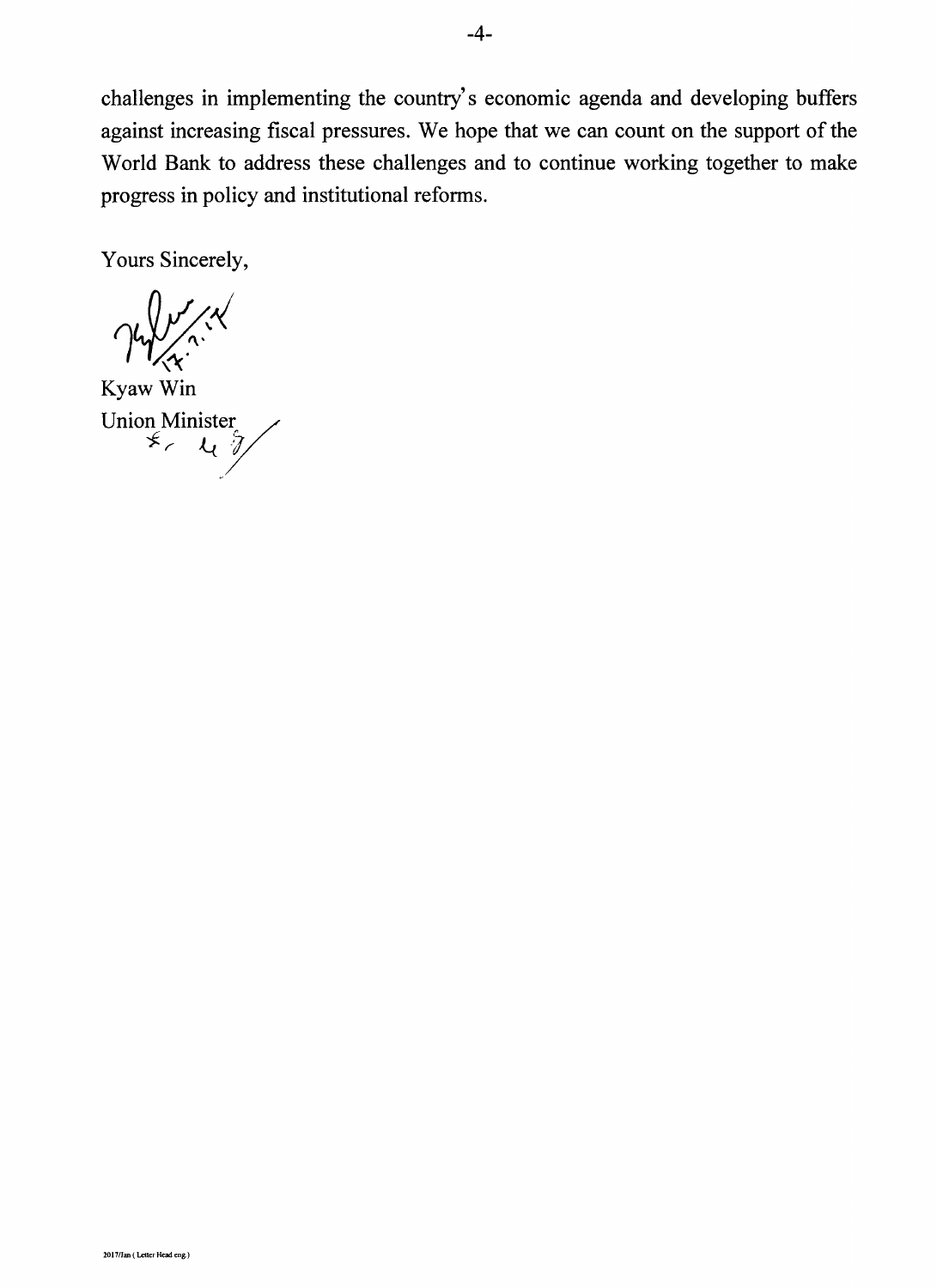challenges in implementing the country's economic agenda and developing buffers against increasing fiscal pressures. We hope that we can count on the support of the World Bank to address these challenges and to continue working together to make progress in policy and institutional reforms.

Yours Sincerely,

Kyaw Win

Union Minister

2017/Jan ( Letter Head eng )